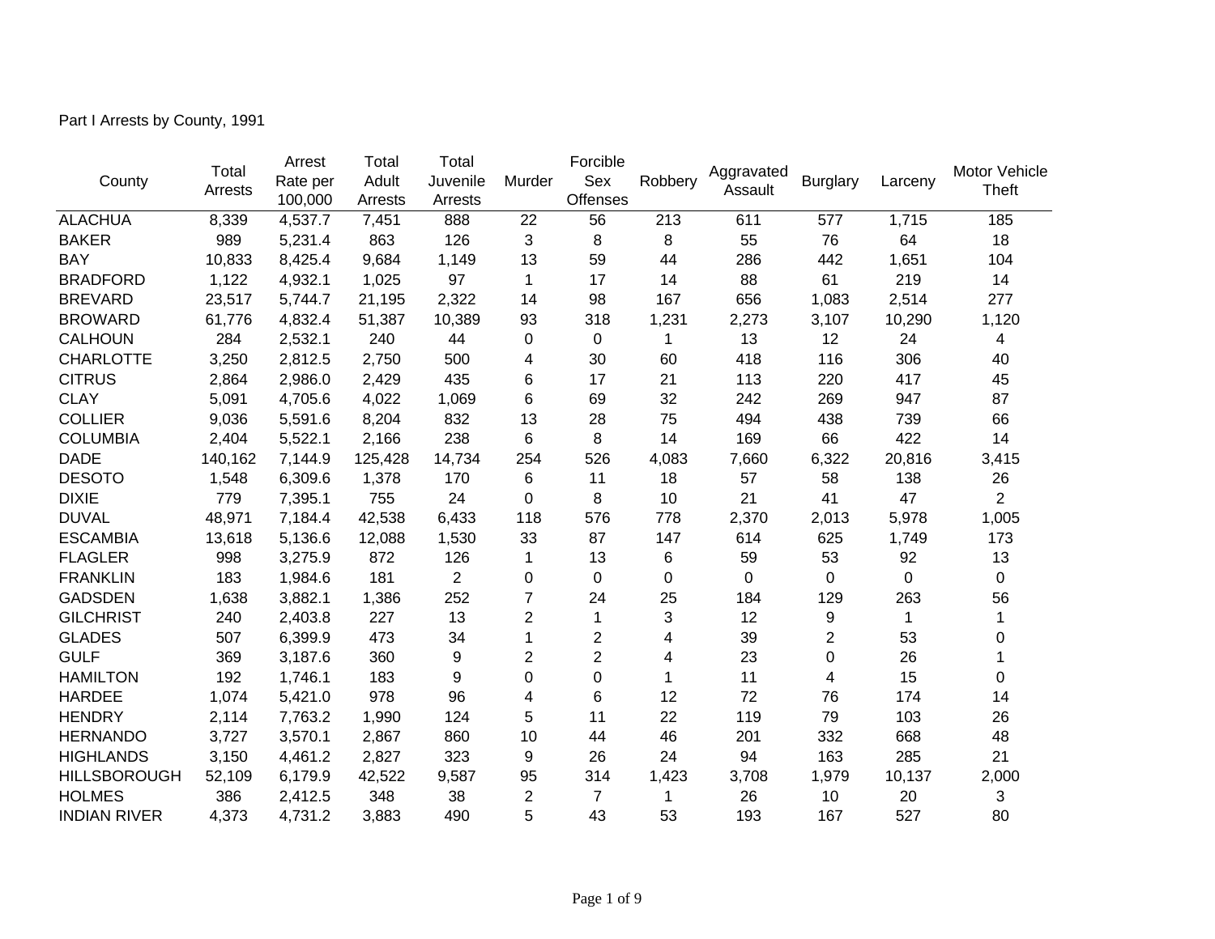Part I Arrests by County, 1991

| County | Total Arrests | Arrest Rate per 100,000 | Total Adult Arrests | Total Juvenile Arrests | Murder | Forcible Sex Offenses | Robbery | Aggravated Assault | Burglary | Larceny | Motor Vehicle Theft |
|---|---|---|---|---|---|---|---|---|---|---|---|
| ALACHUA | 8,339 | 4,537.7 | 7,451 | 888 | 22 | 56 | 213 | 611 | 577 | 1,715 | 185 |
| BAKER | 989 | 5,231.4 | 863 | 126 | 3 | 8 | 8 | 55 | 76 | 64 | 18 |
| BAY | 10,833 | 8,425.4 | 9,684 | 1,149 | 13 | 59 | 44 | 286 | 442 | 1,651 | 104 |
| BRADFORD | 1,122 | 4,932.1 | 1,025 | 97 | 1 | 17 | 14 | 88 | 61 | 219 | 14 |
| BREVARD | 23,517 | 5,744.7 | 21,195 | 2,322 | 14 | 98 | 167 | 656 | 1,083 | 2,514 | 277 |
| BROWARD | 61,776 | 4,832.4 | 51,387 | 10,389 | 93 | 318 | 1,231 | 2,273 | 3,107 | 10,290 | 1,120 |
| CALHOUN | 284 | 2,532.1 | 240 | 44 | 0 | 0 | 1 | 13 | 12 | 24 | 4 |
| CHARLOTTE | 3,250 | 2,812.5 | 2,750 | 500 | 4 | 30 | 60 | 418 | 116 | 306 | 40 |
| CITRUS | 2,864 | 2,986.0 | 2,429 | 435 | 6 | 17 | 21 | 113 | 220 | 417 | 45 |
| CLAY | 5,091 | 4,705.6 | 4,022 | 1,069 | 6 | 69 | 32 | 242 | 269 | 947 | 87 |
| COLLIER | 9,036 | 5,591.6 | 8,204 | 832 | 13 | 28 | 75 | 494 | 438 | 739 | 66 |
| COLUMBIA | 2,404 | 5,522.1 | 2,166 | 238 | 6 | 8 | 14 | 169 | 66 | 422 | 14 |
| DADE | 140,162 | 7,144.9 | 125,428 | 14,734 | 254 | 526 | 4,083 | 7,660 | 6,322 | 20,816 | 3,415 |
| DESOTO | 1,548 | 6,309.6 | 1,378 | 170 | 6 | 11 | 18 | 57 | 58 | 138 | 26 |
| DIXIE | 779 | 7,395.1 | 755 | 24 | 0 | 8 | 10 | 21 | 41 | 47 | 2 |
| DUVAL | 48,971 | 7,184.4 | 42,538 | 6,433 | 118 | 576 | 778 | 2,370 | 2,013 | 5,978 | 1,005 |
| ESCAMBIA | 13,618 | 5,136.6 | 12,088 | 1,530 | 33 | 87 | 147 | 614 | 625 | 1,749 | 173 |
| FLAGLER | 998 | 3,275.9 | 872 | 126 | 1 | 13 | 6 | 59 | 53 | 92 | 13 |
| FRANKLIN | 183 | 1,984.6 | 181 | 2 | 0 | 0 | 0 | 0 | 0 | 0 | 0 |
| GADSDEN | 1,638 | 3,882.1 | 1,386 | 252 | 7 | 24 | 25 | 184 | 129 | 263 | 56 |
| GILCHRIST | 240 | 2,403.8 | 227 | 13 | 2 | 1 | 3 | 12 | 9 | 1 | 1 |
| GLADES | 507 | 6,399.9 | 473 | 34 | 1 | 2 | 4 | 39 | 2 | 53 | 0 |
| GULF | 369 | 3,187.6 | 360 | 9 | 2 | 2 | 4 | 23 | 0 | 26 | 1 |
| HAMILTON | 192 | 1,746.1 | 183 | 9 | 0 | 0 | 1 | 11 | 4 | 15 | 0 |
| HARDEE | 1,074 | 5,421.0 | 978 | 96 | 4 | 6 | 12 | 72 | 76 | 174 | 14 |
| HENDRY | 2,114 | 7,763.2 | 1,990 | 124 | 5 | 11 | 22 | 119 | 79 | 103 | 26 |
| HERNANDO | 3,727 | 3,570.1 | 2,867 | 860 | 10 | 44 | 46 | 201 | 332 | 668 | 48 |
| HIGHLANDS | 3,150 | 4,461.2 | 2,827 | 323 | 9 | 26 | 24 | 94 | 163 | 285 | 21 |
| HILLSBOROUGH | 52,109 | 6,179.9 | 42,522 | 9,587 | 95 | 314 | 1,423 | 3,708 | 1,979 | 10,137 | 2,000 |
| HOLMES | 386 | 2,412.5 | 348 | 38 | 2 | 7 | 1 | 26 | 10 | 20 | 3 |
| INDIAN RIVER | 4,373 | 4,731.2 | 3,883 | 490 | 5 | 43 | 53 | 193 | 167 | 527 | 80 |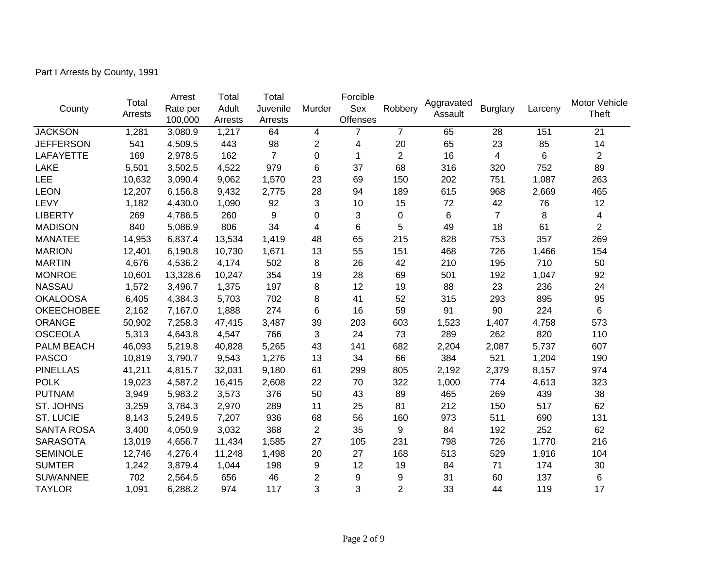Part I Arrests by County, 1991

| County | Total Arrests | Arrest Rate per 100,000 | Total Adult Arrests | Total Juvenile Arrests | Murder | Forcible Sex Offenses | Robbery | Aggravated Assault | Burglary | Larceny | Motor Vehicle Theft |
|---|---|---|---|---|---|---|---|---|---|---|---|
| JACKSON | 1,281 | 3,080.9 | 1,217 | 64 | 4 | 7 | 7 | 65 | 28 | 151 | 21 |
| JEFFERSON | 541 | 4,509.5 | 443 | 98 | 2 | 4 | 20 | 65 | 23 | 85 | 14 |
| LAFAYETTE | 169 | 2,978.5 | 162 | 7 | 0 | 1 | 2 | 16 | 4 | 6 | 2 |
| LAKE | 5,501 | 3,502.5 | 4,522 | 979 | 6 | 37 | 68 | 316 | 320 | 752 | 89 |
| LEE | 10,632 | 3,090.4 | 9,062 | 1,570 | 23 | 69 | 150 | 202 | 751 | 1,087 | 263 |
| LEON | 12,207 | 6,156.8 | 9,432 | 2,775 | 28 | 94 | 189 | 615 | 968 | 2,669 | 465 |
| LEVY | 1,182 | 4,430.0 | 1,090 | 92 | 3 | 10 | 15 | 72 | 42 | 76 | 12 |
| LIBERTY | 269 | 4,786.5 | 260 | 9 | 0 | 3 | 0 | 6 | 7 | 8 | 4 |
| MADISON | 840 | 5,086.9 | 806 | 34 | 4 | 6 | 5 | 49 | 18 | 61 | 2 |
| MANATEE | 14,953 | 6,837.4 | 13,534 | 1,419 | 48 | 65 | 215 | 828 | 753 | 357 | 269 |
| MARION | 12,401 | 6,190.8 | 10,730 | 1,671 | 13 | 55 | 151 | 468 | 726 | 1,466 | 154 |
| MARTIN | 4,676 | 4,536.2 | 4,174 | 502 | 8 | 26 | 42 | 210 | 195 | 710 | 50 |
| MONROE | 10,601 | 13,328.6 | 10,247 | 354 | 19 | 28 | 69 | 501 | 192 | 1,047 | 92 |
| NASSAU | 1,572 | 3,496.7 | 1,375 | 197 | 8 | 12 | 19 | 88 | 23 | 236 | 24 |
| OKALOOSA | 6,405 | 4,384.3 | 5,703 | 702 | 8 | 41 | 52 | 315 | 293 | 895 | 95 |
| OKEECHOBEE | 2,162 | 7,167.0 | 1,888 | 274 | 6 | 16 | 59 | 91 | 90 | 224 | 6 |
| ORANGE | 50,902 | 7,258.3 | 47,415 | 3,487 | 39 | 203 | 603 | 1,523 | 1,407 | 4,758 | 573 |
| OSCEOLA | 5,313 | 4,643.8 | 4,547 | 766 | 3 | 24 | 73 | 289 | 262 | 820 | 110 |
| PALM BEACH | 46,093 | 5,219.8 | 40,828 | 5,265 | 43 | 141 | 682 | 2,204 | 2,087 | 5,737 | 607 |
| PASCO | 10,819 | 3,790.7 | 9,543 | 1,276 | 13 | 34 | 66 | 384 | 521 | 1,204 | 190 |
| PINELLAS | 41,211 | 4,815.7 | 32,031 | 9,180 | 61 | 299 | 805 | 2,192 | 2,379 | 8,157 | 974 |
| POLK | 19,023 | 4,587.2 | 16,415 | 2,608 | 22 | 70 | 322 | 1,000 | 774 | 4,613 | 323 |
| PUTNAM | 3,949 | 5,983.2 | 3,573 | 376 | 50 | 43 | 89 | 465 | 269 | 439 | 38 |
| ST. JOHNS | 3,259 | 3,784.3 | 2,970 | 289 | 11 | 25 | 81 | 212 | 150 | 517 | 62 |
| ST. LUCIE | 8,143 | 5,249.5 | 7,207 | 936 | 68 | 56 | 160 | 973 | 511 | 690 | 131 |
| SANTA ROSA | 3,400 | 4,050.9 | 3,032 | 368 | 2 | 35 | 9 | 84 | 192 | 252 | 62 |
| SARASOTA | 13,019 | 4,656.7 | 11,434 | 1,585 | 27 | 105 | 231 | 798 | 726 | 1,770 | 216 |
| SEMINOLE | 12,746 | 4,276.4 | 11,248 | 1,498 | 20 | 27 | 168 | 513 | 529 | 1,916 | 104 |
| SUMTER | 1,242 | 3,879.4 | 1,044 | 198 | 9 | 12 | 19 | 84 | 71 | 174 | 30 |
| SUWANNEE | 702 | 2,564.5 | 656 | 46 | 2 | 9 | 9 | 31 | 60 | 137 | 6 |
| TAYLOR | 1,091 | 6,288.2 | 974 | 117 | 3 | 3 | 2 | 33 | 44 | 119 | 17 |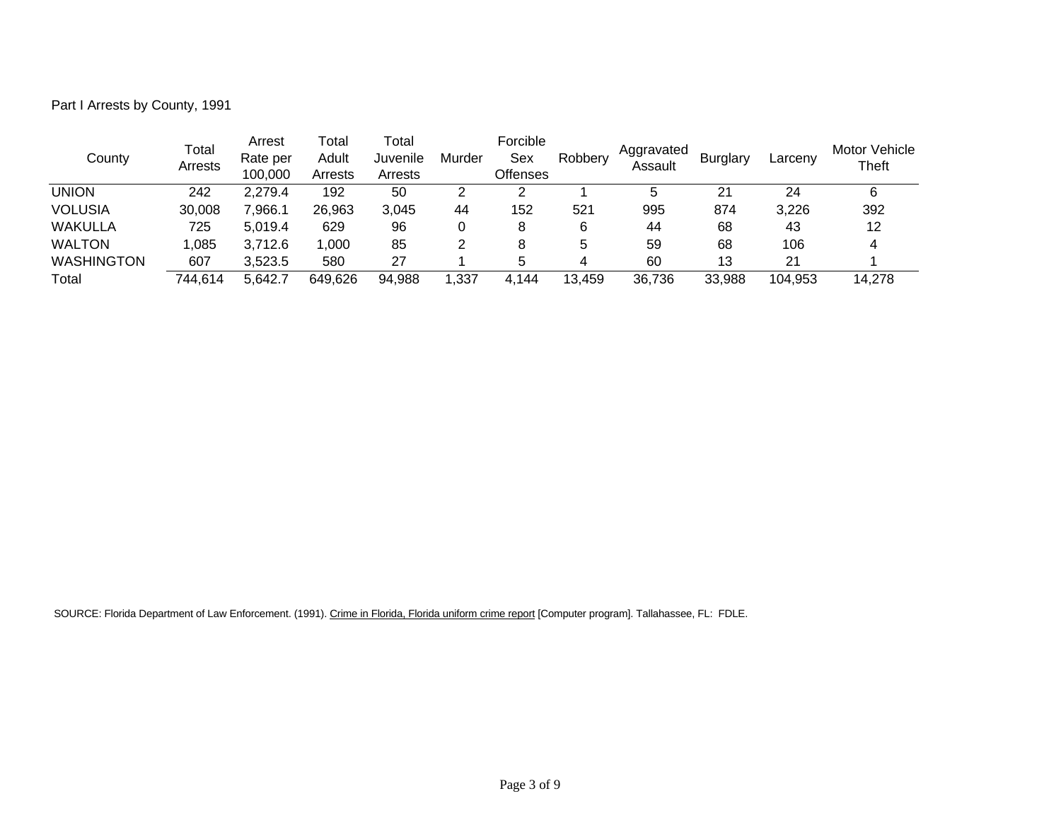Part I Arrests by County, 1991

| County | Total Arrests | Arrest Rate per 100,000 | Total Adult Arrests | Total Juvenile Arrests | Murder | Forcible Sex Offenses | Robbery | Aggravated Assault | Burglary | Larceny | Motor Vehicle Theft |
|---|---|---|---|---|---|---|---|---|---|---|---|
| UNION | 242 | 2,279.4 | 192 | 50 | 2 | 2 | 1 | 5 | 21 | 24 | 6 |
| VOLUSIA | 30,008 | 7,966.1 | 26,963 | 3,045 | 44 | 152 | 521 | 995 | 874 | 3,226 | 392 |
| WAKULLA | 725 | 5,019.4 | 629 | 96 | 0 | 8 | 6 | 44 | 68 | 43 | 12 |
| WALTON | 1,085 | 3,712.6 | 1,000 | 85 | 2 | 8 | 5 | 59 | 68 | 106 | 4 |
| WASHINGTON | 607 | 3,523.5 | 580 | 27 | 1 | 5 | 4 | 60 | 13 | 21 | 1 |
| Total | 744,614 | 5,642.7 | 649,626 | 94,988 | 1,337 | 4,144 | 13,459 | 36,736 | 33,988 | 104,953 | 14,278 |

SOURCE: Florida Department of Law Enforcement. (1991). Crime in Florida, Florida uniform crime report [Computer program]. Tallahassee, FL: FDLE.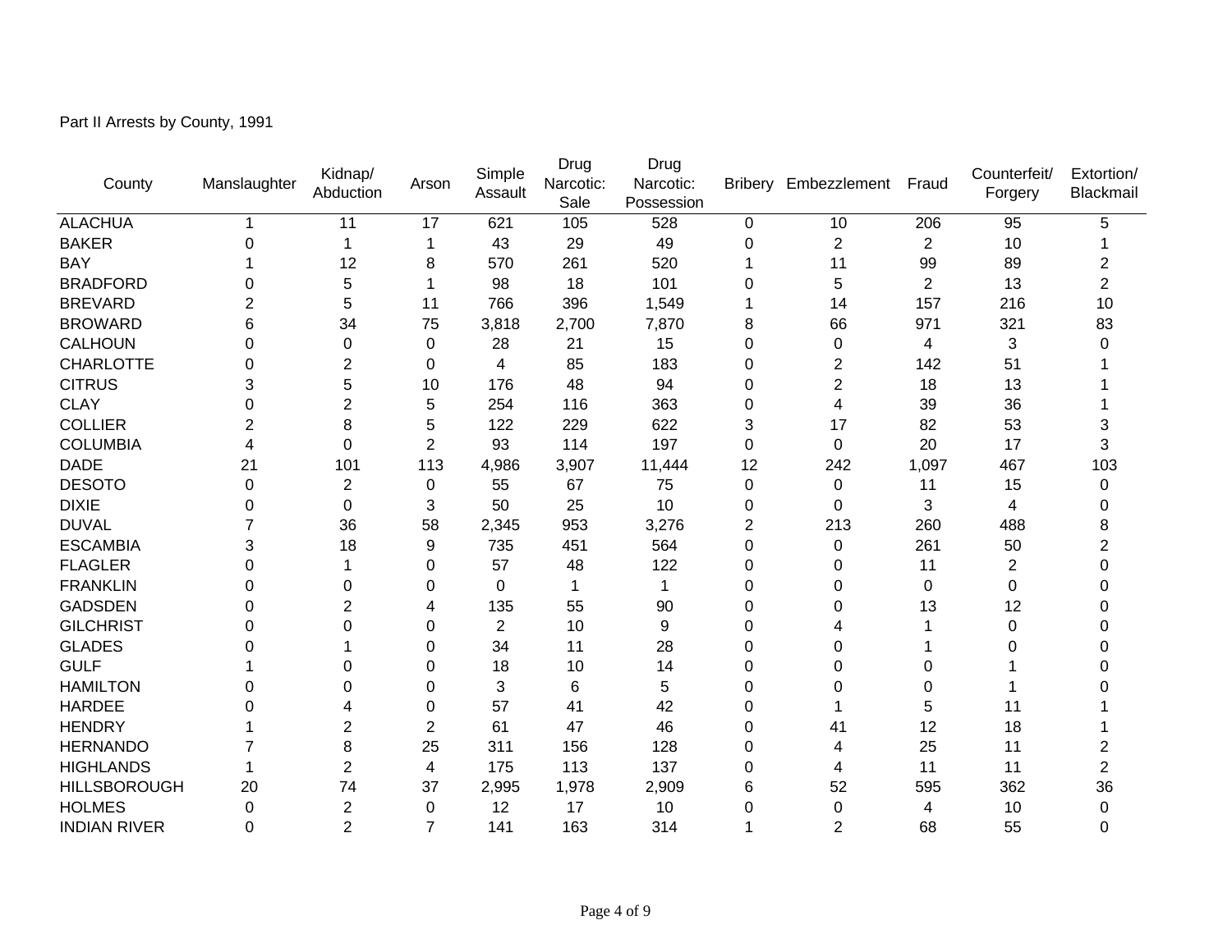Part II Arrests by County, 1991

| County | Manslaughter | Kidnap/ Abduction | Arson | Simple Assault | Drug Narcotic: Sale | Drug Narcotic: Possession | Bribery | Embezzlement | Fraud | Counterfeit/ Forgery | Extortion/ Blackmail |
|---|---|---|---|---|---|---|---|---|---|---|---|
| ALACHUA | 1 | 11 | 17 | 621 | 105 | 528 | 0 | 10 | 206 | 95 | 5 |
| BAKER | 0 | 1 | 1 | 43 | 29 | 49 | 0 | 2 | 2 | 10 | 1 |
| BAY | 1 | 12 | 8 | 570 | 261 | 520 | 1 | 11 | 99 | 89 | 2 |
| BRADFORD | 0 | 5 | 1 | 98 | 18 | 101 | 0 | 5 | 2 | 13 | 2 |
| BREVARD | 2 | 5 | 11 | 766 | 396 | 1,549 | 1 | 14 | 157 | 216 | 10 |
| BROWARD | 6 | 34 | 75 | 3,818 | 2,700 | 7,870 | 8 | 66 | 971 | 321 | 83 |
| CALHOUN | 0 | 0 | 0 | 28 | 21 | 15 | 0 | 0 | 4 | 3 | 0 |
| CHARLOTTE | 0 | 2 | 0 | 4 | 85 | 183 | 0 | 2 | 142 | 51 | 1 |
| CITRUS | 3 | 5 | 10 | 176 | 48 | 94 | 0 | 2 | 18 | 13 | 1 |
| CLAY | 0 | 2 | 5 | 254 | 116 | 363 | 0 | 4 | 39 | 36 | 1 |
| COLLIER | 2 | 8 | 5 | 122 | 229 | 622 | 3 | 17 | 82 | 53 | 3 |
| COLUMBIA | 4 | 0 | 2 | 93 | 114 | 197 | 0 | 0 | 20 | 17 | 3 |
| DADE | 21 | 101 | 113 | 4,986 | 3,907 | 11,444 | 12 | 242 | 1,097 | 467 | 103 |
| DESOTO | 0 | 2 | 0 | 55 | 67 | 75 | 0 | 0 | 11 | 15 | 0 |
| DIXIE | 0 | 0 | 3 | 50 | 25 | 10 | 0 | 0 | 3 | 4 | 0 |
| DUVAL | 7 | 36 | 58 | 2,345 | 953 | 3,276 | 2 | 213 | 260 | 488 | 8 |
| ESCAMBIA | 3 | 18 | 9 | 735 | 451 | 564 | 0 | 0 | 261 | 50 | 2 |
| FLAGLER | 0 | 1 | 0 | 57 | 48 | 122 | 0 | 0 | 11 | 2 | 0 |
| FRANKLIN | 0 | 0 | 0 | 0 | 1 | 1 | 0 | 0 | 0 | 0 | 0 |
| GADSDEN | 0 | 2 | 4 | 135 | 55 | 90 | 0 | 0 | 13 | 12 | 0 |
| GILCHRIST | 0 | 0 | 0 | 2 | 10 | 9 | 0 | 4 | 1 | 0 | 0 |
| GLADES | 0 | 1 | 0 | 34 | 11 | 28 | 0 | 0 | 1 | 0 | 0 |
| GULF | 1 | 0 | 0 | 18 | 10 | 14 | 0 | 0 | 0 | 1 | 0 |
| HAMILTON | 0 | 0 | 0 | 3 | 6 | 5 | 0 | 0 | 0 | 1 | 0 |
| HARDEE | 0 | 4 | 0 | 57 | 41 | 42 | 0 | 1 | 5 | 11 | 1 |
| HENDRY | 1 | 2 | 2 | 61 | 47 | 46 | 0 | 41 | 12 | 18 | 1 |
| HERNANDO | 7 | 8 | 25 | 311 | 156 | 128 | 0 | 4 | 25 | 11 | 2 |
| HIGHLANDS | 1 | 2 | 4 | 175 | 113 | 137 | 0 | 4 | 11 | 11 | 2 |
| HILLSBOROUGH | 20 | 74 | 37 | 2,995 | 1,978 | 2,909 | 6 | 52 | 595 | 362 | 36 |
| HOLMES | 0 | 2 | 0 | 12 | 17 | 10 | 0 | 0 | 4 | 10 | 0 |
| INDIAN RIVER | 0 | 2 | 7 | 141 | 163 | 314 | 1 | 2 | 68 | 55 | 0 |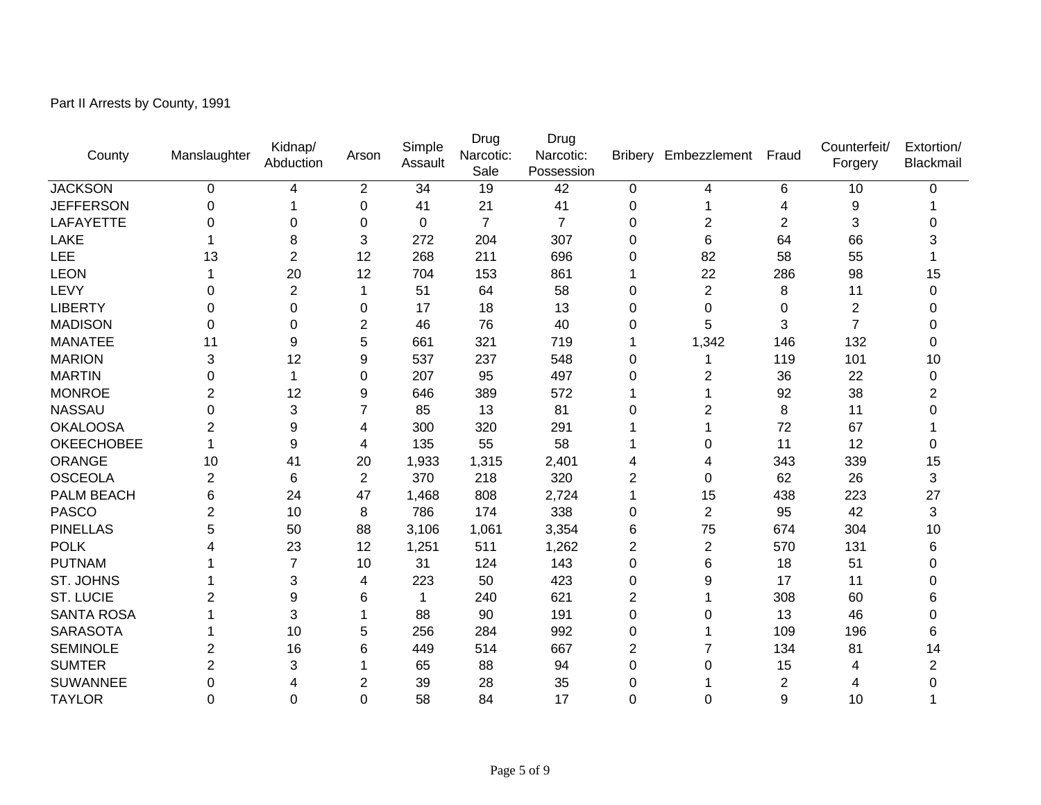Part II Arrests by County, 1991

| County | Manslaughter | Kidnap/ Abduction | Arson | Simple Assault | Drug Narcotic: Sale | Drug Narcotic: Possession | Bribery | Embezzlement | Fraud | Counterfeit/ Forgery | Extortion/ Blackmail |
|---|---|---|---|---|---|---|---|---|---|---|---|
| JACKSON | 0 | 4 | 2 | 34 | 19 | 42 | 0 | 4 | 6 | 10 | 0 |
| JEFFERSON | 0 | 1 | 0 | 41 | 21 | 41 | 0 | 1 | 4 | 9 | 1 |
| LAFAYETTE | 0 | 0 | 0 | 0 | 7 | 7 | 0 | 2 | 2 | 3 | 0 |
| LAKE | 1 | 8 | 3 | 272 | 204 | 307 | 0 | 6 | 64 | 66 | 3 |
| LEE | 13 | 2 | 12 | 268 | 211 | 696 | 0 | 82 | 58 | 55 | 1 |
| LEON | 1 | 20 | 12 | 704 | 153 | 861 | 1 | 22 | 286 | 98 | 15 |
| LEVY | 0 | 2 | 1 | 51 | 64 | 58 | 0 | 2 | 8 | 11 | 0 |
| LIBERTY | 0 | 0 | 0 | 17 | 18 | 13 | 0 | 0 | 0 | 2 | 0 |
| MADISON | 0 | 0 | 2 | 46 | 76 | 40 | 0 | 5 | 3 | 7 | 0 |
| MANATEE | 11 | 9 | 5 | 661 | 321 | 719 | 1 | 1,342 | 146 | 132 | 0 |
| MARION | 3 | 12 | 9 | 537 | 237 | 548 | 0 | 1 | 119 | 101 | 10 |
| MARTIN | 0 | 1 | 0 | 207 | 95 | 497 | 0 | 2 | 36 | 22 | 0 |
| MONROE | 2 | 12 | 9 | 646 | 389 | 572 | 1 | 1 | 92 | 38 | 2 |
| NASSAU | 0 | 3 | 7 | 85 | 13 | 81 | 0 | 2 | 8 | 11 | 0 |
| OKALOOSA | 2 | 9 | 4 | 300 | 320 | 291 | 1 | 1 | 72 | 67 | 1 |
| OKEECHOBEE | 1 | 9 | 4 | 135 | 55 | 58 | 1 | 0 | 11 | 12 | 0 |
| ORANGE | 10 | 41 | 20 | 1,933 | 1,315 | 2,401 | 4 | 4 | 343 | 339 | 15 |
| OSCEOLA | 2 | 6 | 2 | 370 | 218 | 320 | 2 | 0 | 62 | 26 | 3 |
| PALM BEACH | 6 | 24 | 47 | 1,468 | 808 | 2,724 | 1 | 15 | 438 | 223 | 27 |
| PASCO | 2 | 10 | 8 | 786 | 174 | 338 | 0 | 2 | 95 | 42 | 3 |
| PINELLAS | 5 | 50 | 88 | 3,106 | 1,061 | 3,354 | 6 | 75 | 674 | 304 | 10 |
| POLK | 4 | 23 | 12 | 1,251 | 511 | 1,262 | 2 | 2 | 570 | 131 | 6 |
| PUTNAM | 1 | 7 | 10 | 31 | 124 | 143 | 0 | 6 | 18 | 51 | 0 |
| ST. JOHNS | 1 | 3 | 4 | 223 | 50 | 423 | 0 | 9 | 17 | 11 | 0 |
| ST. LUCIE | 2 | 9 | 6 | 1 | 240 | 621 | 2 | 1 | 308 | 60 | 6 |
| SANTA ROSA | 1 | 3 | 1 | 88 | 90 | 191 | 0 | 0 | 13 | 46 | 0 |
| SARASOTA | 1 | 10 | 5 | 256 | 284 | 992 | 0 | 1 | 109 | 196 | 6 |
| SEMINOLE | 2 | 16 | 6 | 449 | 514 | 667 | 2 | 7 | 134 | 81 | 14 |
| SUMTER | 2 | 3 | 1 | 65 | 88 | 94 | 0 | 0 | 15 | 4 | 2 |
| SUWANNEE | 0 | 4 | 2 | 39 | 28 | 35 | 0 | 1 | 2 | 4 | 0 |
| TAYLOR | 0 | 0 | 0 | 58 | 84 | 17 | 0 | 0 | 9 | 10 | 1 |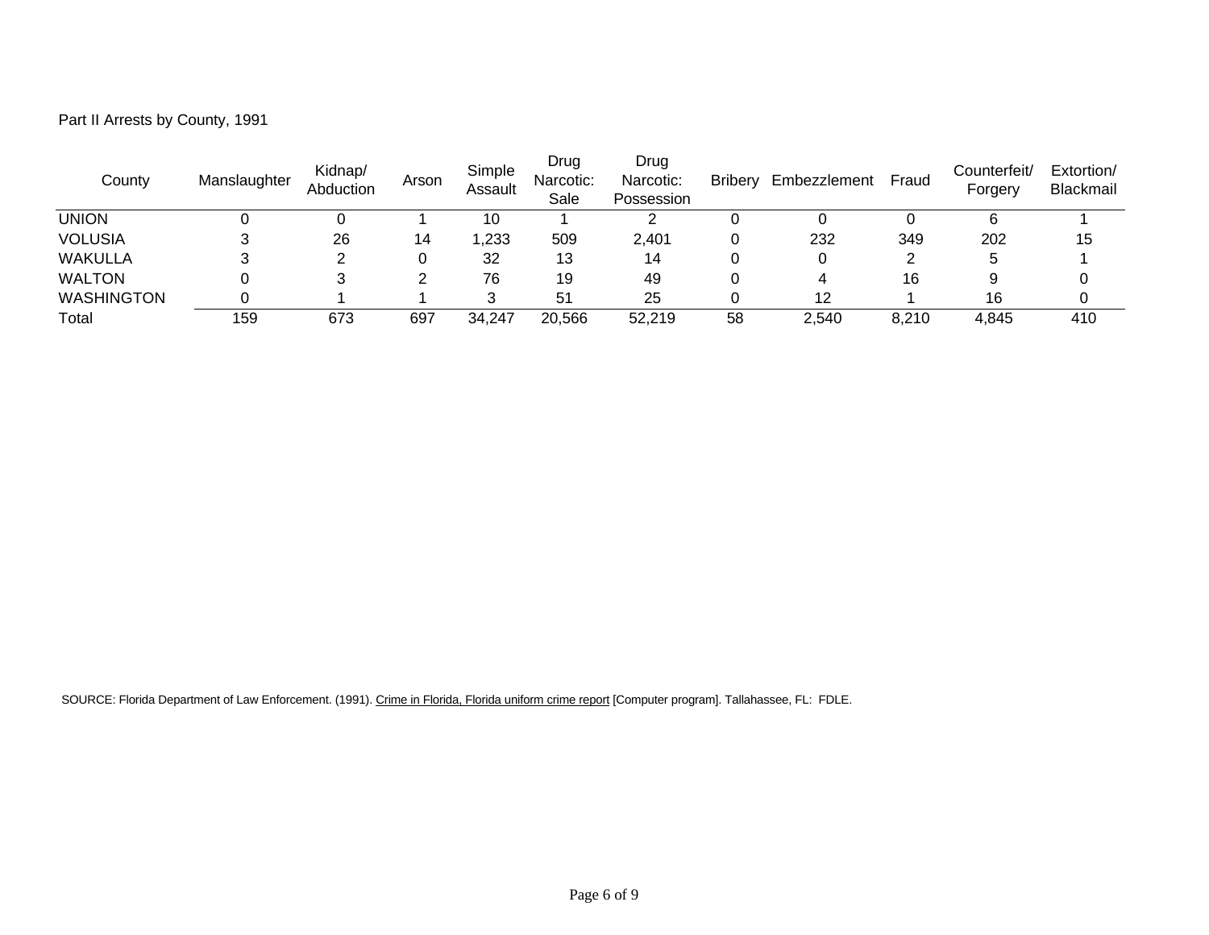Part II Arrests by County, 1991

| County | Manslaughter | Kidnap/ Abduction | Arson | Simple Assault | Drug Narcotic: Sale | Drug Narcotic: Possession | Bribery | Embezzlement | Fraud | Counterfeit/ Forgery | Extortion/ Blackmail |
|---|---|---|---|---|---|---|---|---|---|---|---|
| UNION | 0 | 0 | 1 | 10 | 1 | 2 | 0 | 0 | 0 | 6 | 1 |
| VOLUSIA | 3 | 26 | 14 | 1,233 | 509 | 2,401 | 0 | 232 | 349 | 202 | 15 |
| WAKULLA | 3 | 2 | 0 | 32 | 13 | 14 | 0 | 0 | 2 | 5 | 1 |
| WALTON | 0 | 3 | 2 | 76 | 19 | 49 | 0 | 4 | 16 | 9 | 0 |
| WASHINGTON | 0 | 1 | 1 | 3 | 51 | 25 | 0 | 12 | 1 | 16 | 0 |
| Total | 159 | 673 | 697 | 34,247 | 20,566 | 52,219 | 58 | 2,540 | 8,210 | 4,845 | 410 |

SOURCE: Florida Department of Law Enforcement. (1991). Crime in Florida, Florida uniform crime report [Computer program]. Tallahassee, FL: FDLE.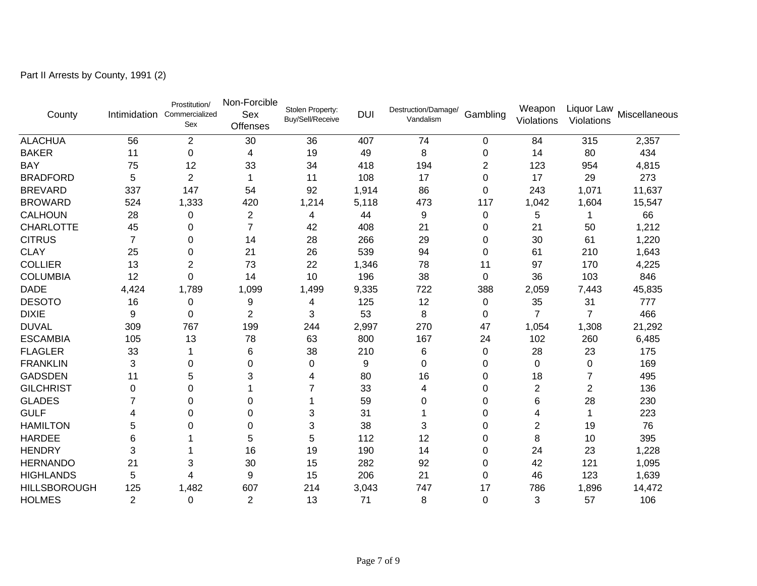Part II Arrests by County, 1991 (2)

| County | Intimidation | Prostitution/ Commercialized Sex | Non-Forcible Sex Offenses | Stolen Property: Buy/Sell/Receive | DUI | Destruction/Damage/ Vandalism | Gambling | Weapon Violations | Liquor Law Violations | Miscellaneous |
|---|---|---|---|---|---|---|---|---|---|---|
| ALACHUA | 56 | 2 | 30 | 36 | 407 | 74 | 0 | 84 | 315 | 2,357 |
| BAKER | 11 | 0 | 4 | 19 | 49 | 8 | 0 | 14 | 80 | 434 |
| BAY | 75 | 12 | 33 | 34 | 418 | 194 | 2 | 123 | 954 | 4,815 |
| BRADFORD | 5 | 2 | 1 | 11 | 108 | 17 | 0 | 17 | 29 | 273 |
| BREVARD | 337 | 147 | 54 | 92 | 1,914 | 86 | 0 | 243 | 1,071 | 11,637 |
| BROWARD | 524 | 1,333 | 420 | 1,214 | 5,118 | 473 | 117 | 1,042 | 1,604 | 15,547 |
| CALHOUN | 28 | 0 | 2 | 4 | 44 | 9 | 0 | 5 | 1 | 66 |
| CHARLOTTE | 45 | 0 | 7 | 42 | 408 | 21 | 0 | 21 | 50 | 1,212 |
| CITRUS | 7 | 0 | 14 | 28 | 266 | 29 | 0 | 30 | 61 | 1,220 |
| CLAY | 25 | 0 | 21 | 26 | 539 | 94 | 0 | 61 | 210 | 1,643 |
| COLLIER | 13 | 2 | 73 | 22 | 1,346 | 78 | 11 | 97 | 170 | 4,225 |
| COLUMBIA | 12 | 0 | 14 | 10 | 196 | 38 | 0 | 36 | 103 | 846 |
| DADE | 4,424 | 1,789 | 1,099 | 1,499 | 9,335 | 722 | 388 | 2,059 | 7,443 | 45,835 |
| DESOTO | 16 | 0 | 9 | 4 | 125 | 12 | 0 | 35 | 31 | 777 |
| DIXIE | 9 | 0 | 2 | 3 | 53 | 8 | 0 | 7 | 7 | 466 |
| DUVAL | 309 | 767 | 199 | 244 | 2,997 | 270 | 47 | 1,054 | 1,308 | 21,292 |
| ESCAMBIA | 105 | 13 | 78 | 63 | 800 | 167 | 24 | 102 | 260 | 6,485 |
| FLAGLER | 33 | 1 | 6 | 38 | 210 | 6 | 0 | 28 | 23 | 175 |
| FRANKLIN | 3 | 0 | 0 | 0 | 9 | 0 | 0 | 0 | 0 | 169 |
| GADSDEN | 11 | 5 | 3 | 4 | 80 | 16 | 0 | 18 | 7 | 495 |
| GILCHRIST | 0 | 0 | 1 | 7 | 33 | 4 | 0 | 2 | 2 | 136 |
| GLADES | 7 | 0 | 0 | 1 | 59 | 0 | 0 | 6 | 28 | 230 |
| GULF | 4 | 0 | 0 | 3 | 31 | 1 | 0 | 4 | 1 | 223 |
| HAMILTON | 5 | 0 | 0 | 3 | 38 | 3 | 0 | 2 | 19 | 76 |
| HARDEE | 6 | 1 | 5 | 5 | 112 | 12 | 0 | 8 | 10 | 395 |
| HENDRY | 3 | 1 | 16 | 19 | 190 | 14 | 0 | 24 | 23 | 1,228 |
| HERNANDO | 21 | 3 | 30 | 15 | 282 | 92 | 0 | 42 | 121 | 1,095 |
| HIGHLANDS | 5 | 4 | 9 | 15 | 206 | 21 | 0 | 46 | 123 | 1,639 |
| HILLSBOROUGH | 125 | 1,482 | 607 | 214 | 3,043 | 747 | 17 | 786 | 1,896 | 14,472 |
| HOLMES | 2 | 0 | 2 | 13 | 71 | 8 | 0 | 3 | 57 | 106 |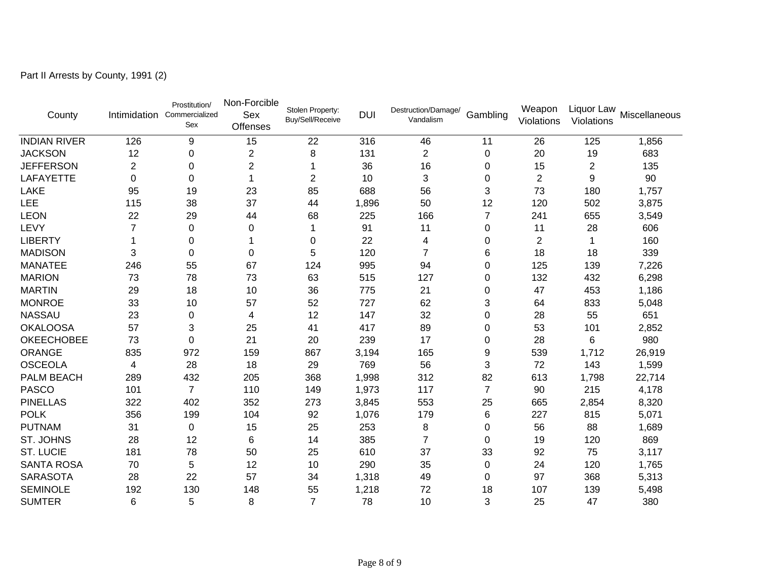Part II Arrests by County, 1991 (2)

| County | Intimidation | Prostitution/ Commercialized Sex | Non-Forcible Sex Offenses | Stolen Property: Buy/Sell/Receive | DUI | Destruction/Damage/ Vandalism | Gambling | Weapon Violations | Liquor Law Violations | Miscellaneous |
|---|---|---|---|---|---|---|---|---|---|---|
| INDIAN RIVER | 126 | 9 | 15 | 22 | 316 | 46 | 11 | 26 | 125 | 1,856 |
| JACKSON | 12 | 0 | 2 | 8 | 131 | 2 | 0 | 20 | 19 | 683 |
| JEFFERSON | 2 | 0 | 2 | 1 | 36 | 16 | 0 | 15 | 2 | 135 |
| LAFAYETTE | 0 | 0 | 1 | 2 | 10 | 3 | 0 | 2 | 9 | 90 |
| LAKE | 95 | 19 | 23 | 85 | 688 | 56 | 3 | 73 | 180 | 1,757 |
| LEE | 115 | 38 | 37 | 44 | 1,896 | 50 | 12 | 120 | 502 | 3,875 |
| LEON | 22 | 29 | 44 | 68 | 225 | 166 | 7 | 241 | 655 | 3,549 |
| LEVY | 7 | 0 | 0 | 1 | 91 | 11 | 0 | 11 | 28 | 606 |
| LIBERTY | 1 | 0 | 1 | 0 | 22 | 4 | 0 | 2 | 1 | 160 |
| MADISON | 3 | 0 | 0 | 5 | 120 | 7 | 6 | 18 | 18 | 339 |
| MANATEE | 246 | 55 | 67 | 124 | 995 | 94 | 0 | 125 | 139 | 7,226 |
| MARION | 73 | 78 | 73 | 63 | 515 | 127 | 0 | 132 | 432 | 6,298 |
| MARTIN | 29 | 18 | 10 | 36 | 775 | 21 | 0 | 47 | 453 | 1,186 |
| MONROE | 33 | 10 | 57 | 52 | 727 | 62 | 3 | 64 | 833 | 5,048 |
| NASSAU | 23 | 0 | 4 | 12 | 147 | 32 | 0 | 28 | 55 | 651 |
| OKALOOSA | 57 | 3 | 25 | 41 | 417 | 89 | 0 | 53 | 101 | 2,852 |
| OKEECHOBEE | 73 | 0 | 21 | 20 | 239 | 17 | 0 | 28 | 6 | 980 |
| ORANGE | 835 | 972 | 159 | 867 | 3,194 | 165 | 9 | 539 | 1,712 | 26,919 |
| OSCEOLA | 4 | 28 | 18 | 29 | 769 | 56 | 3 | 72 | 143 | 1,599 |
| PALM BEACH | 289 | 432 | 205 | 368 | 1,998 | 312 | 82 | 613 | 1,798 | 22,714 |
| PASCO | 101 | 7 | 110 | 149 | 1,973 | 117 | 7 | 90 | 215 | 4,178 |
| PINELLAS | 322 | 402 | 352 | 273 | 3,845 | 553 | 25 | 665 | 2,854 | 8,320 |
| POLK | 356 | 199 | 104 | 92 | 1,076 | 179 | 6 | 227 | 815 | 5,071 |
| PUTNAM | 31 | 0 | 15 | 25 | 253 | 8 | 0 | 56 | 88 | 1,689 |
| ST. JOHNS | 28 | 12 | 6 | 14 | 385 | 7 | 0 | 19 | 120 | 869 |
| ST. LUCIE | 181 | 78 | 50 | 25 | 610 | 37 | 33 | 92 | 75 | 3,117 |
| SANTA ROSA | 70 | 5 | 12 | 10 | 290 | 35 | 0 | 24 | 120 | 1,765 |
| SARASOTA | 28 | 22 | 57 | 34 | 1,318 | 49 | 0 | 97 | 368 | 5,313 |
| SEMINOLE | 192 | 130 | 148 | 55 | 1,218 | 72 | 18 | 107 | 139 | 5,498 |
| SUMTER | 6 | 5 | 8 | 7 | 78 | 10 | 3 | 25 | 47 | 380 |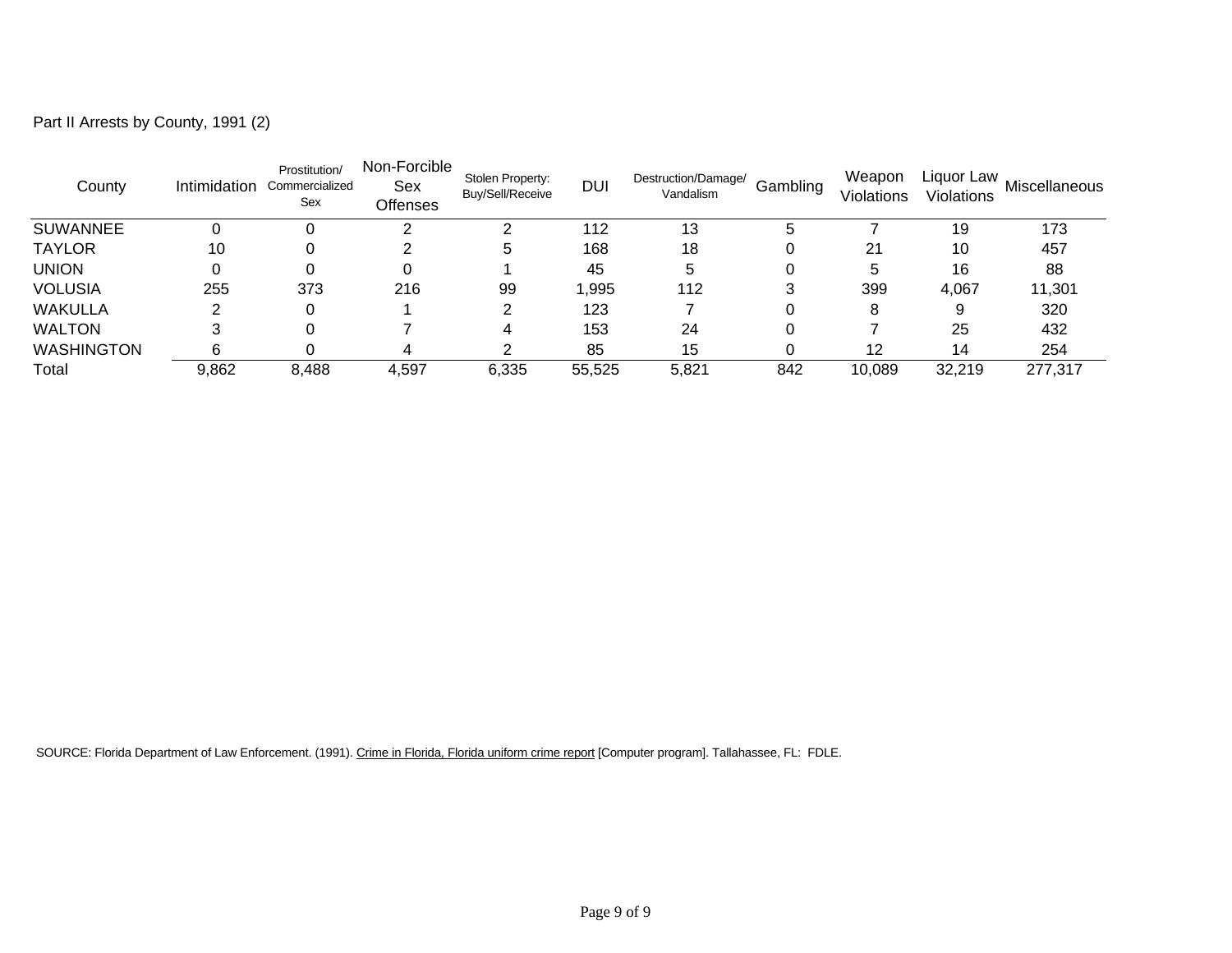Part II Arrests by County, 1991 (2)

| County | Intimidation | Prostitution/ Commercialized Sex | Non-Forcible Sex Offenses | Stolen Property: Buy/Sell/Receive | DUI | Destruction/Damage/ Vandalism | Gambling | Weapon Violations | Liquor Law Violations | Miscellaneous |
|---|---|---|---|---|---|---|---|---|---|---|
| SUWANNEE | 0 | 0 | 2 | 2 | 112 | 13 | 5 | 7 | 19 | 173 |
| TAYLOR | 10 | 0 | 2 | 5 | 168 | 18 | 0 | 21 | 10 | 457 |
| UNION | 0 | 0 | 0 | 1 | 45 | 5 | 0 | 5 | 16 | 88 |
| VOLUSIA | 255 | 373 | 216 | 99 | 1,995 | 112 | 3 | 399 | 4,067 | 11,301 |
| WAKULLA | 2 | 0 | 1 | 2 | 123 | 7 | 0 | 8 | 9 | 320 |
| WALTON | 3 | 0 | 7 | 4 | 153 | 24 | 0 | 7 | 25 | 432 |
| WASHINGTON | 6 | 0 | 4 | 2 | 85 | 15 | 0 | 12 | 14 | 254 |
| Total | 9,862 | 8,488 | 4,597 | 6,335 | 55,525 | 5,821 | 842 | 10,089 | 32,219 | 277,317 |

SOURCE: Florida Department of Law Enforcement. (1991). Crime in Florida, Florida uniform crime report [Computer program]. Tallahassee, FL: FDLE.